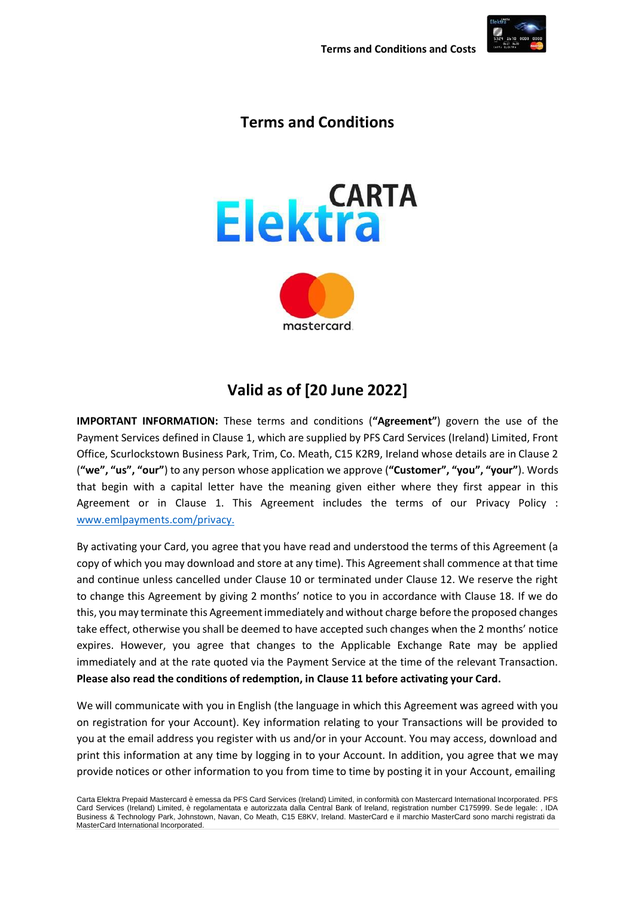# Terms and Conditions

CARTA Elektra

mastercard

## Valid as of [20 June 2022]

**IMPORTANT INFORMATION:** These terms and conditions (**"Agreement"**) govern the use of the Payment Services defined in Clause 1, which are supplied by PFS Card Services (Ireland) Limited, Front Office, Scurlockstown Business Park, Trim, Co. Meath, C15 K2R9, Ireland whose details are in Clause 2 (**"we", "us", "our"**) to any person whose application we approve (**"Customer", "you", "your"**). Words that begin with a capital letter have the meaning given either where they first appear in this Agreement or in Clause 1. This Agreement includes the terms of our Privacy Policy : [www.emlpayments.com/privacy.](www.emlpayments.com/privacy)

By activating your Card, you agree that you have read and understood the terms of this Agreement (a copy of which you may download and store at any time). This Agreement shall commence at that time and continue unless cancelled under Clause 10 or terminated under Clause 12. We reserve the right to change this Agreement by giving 2 months' notice to you in accordance with Clause 18. If we do this, you may terminate this Agreement immediately and without charge before the proposed changes take effect, otherwise you shall be deemed to have accepted such changes when the 2 months' notice expires. However, you agree that changes to the Applicable Exchange Rate may be applied immediately and at the rate quoted via the Payment Service at the time of the relevant Transaction. **Please also read the conditions of redemption, in Clause 11 before activating your Card.**

We will communicate with you in English (the language in which this Agreement was agreed with you on registration for your Account). Key information relating to your Transactions will be provided to you at the email address you register with us and/or in your Account. You may access, download and print this information at any time by logging in to your Account. In addition, you agree that we may provide notices or other information to you from time to time by posting it in your Account, emailing

Carta Elektra Prepaid Mastercard è emessa da PFS Card Services (Ireland) Limited, in conformità con Mastercard International Incorporated. PFS Card Services (Ireland) Limited, è regolamentata e autorizzata dalla Central Bank of Ireland, registration number C175999. Sede legale: , IDA Business & Technology Park, Johnstown, Navan, Co Meath, C15 E8KV, Ireland. MasterCard e il marchio MasterCard sono marchi registrati da MasterCard International Incorporated.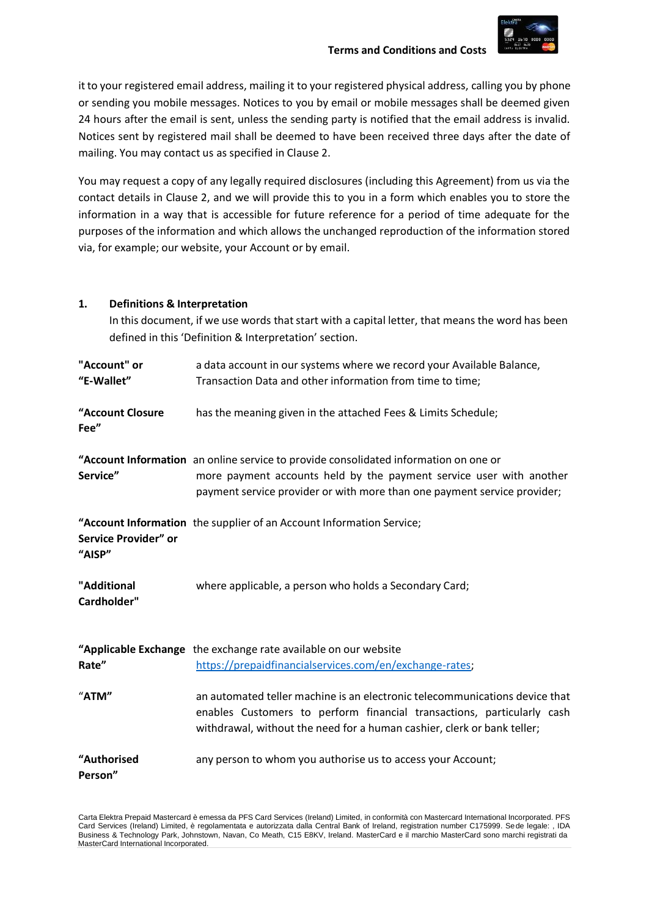it to your registered email address, mailing it to your registered physical address, calling you by phone or sending you mobile messages. Notices to you by email or mobile messages shall be deemed given 24 hours after the email is sent, unless the sending party is notified that the email address is invalid. Notices sent by registered mail shall be deemed to have been received three days after the date of mailing. You may contact us as specified in Clause 2.

You may request a copy of any legally required disclosures (including this Agreement) from us via the contact details in Clause 2, and we will provide this to you in a form which enables you to store the information in a way that is accessible for future reference for a period of time adequate for the purposes of the information and which allows the unchanged reproduction of the information stored via, for example; our website, your Account or by email.

## 1. Definitions & Interpretation

In this document, if we use words that start with a capital letter, that means the word has been defined in this 'Definition & Interpretation' section.

| | |
|---|---|
| **"Account" or "E-Wallet"** | a data account in our systems where we record your Available Balance, Transaction Data and other information from time to time; |
| **"Account Closure Fee"** | has the meaning given in the attached Fees & Limits Schedule; |
| **"Account Information Service"** | an online service to provide consolidated information on one or more payment accounts held by the payment service user with another payment service provider or with more than one payment service provider; |
| **"Account Information Service Provider" or "AISP"** | the supplier of an Account Information Service; |
| **"Additional Cardholder"** | where applicable, a person who holds a Secondary Card; |
| **"Applicable Exchange Rate"** | the exchange rate available on our website https://prepaidfinancialservices.com/en/exchange-rates; |
| **"ATM"** | an automated teller machine is an electronic telecommunications device that enables Customers to perform financial transactions, particularly cash withdrawal, without the need for a human cashier, clerk or bank teller; |
| **"Authorised Person"** | any person to whom you authorise us to access your Account; |

Carta Elektra Prepaid Mastercard è emessa da PFS Card Services (Ireland) Limited, in conformità con Mastercard International Incorporated. PFS Card Services (Ireland) Limited, è regolamentata e autorizzata dalla Central Bank of Ireland, registration number C175999. Sede legale: , IDA Business & Technology Park, Johnstown, Navan, Co Meath, C15 E8KV, Ireland. MasterCard e il marchio MasterCard sono marchi registrati da MasterCard International Incorporated.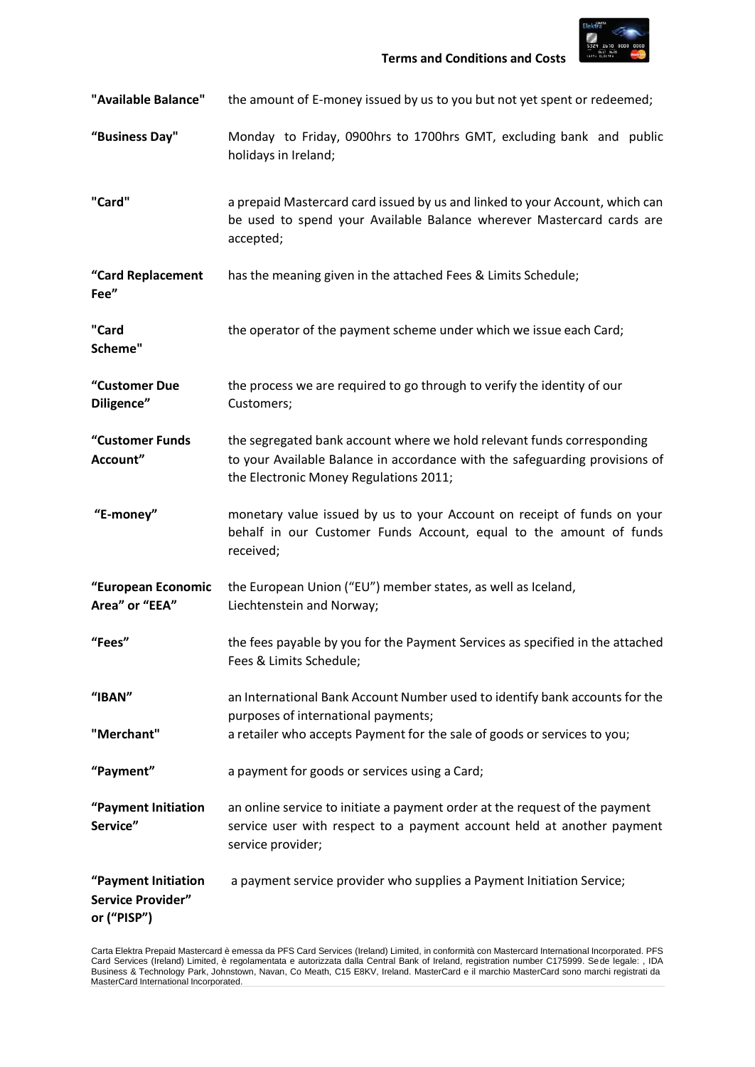**"Available Balance"** the amount of E-money issued by us to you but not yet spent or redeemed;

**"Business Day"** Monday to Friday, 0900hrs to 1700hrs GMT, excluding bank and public holidays in Ireland;

**"Card"** a prepaid Mastercard card issued by us and linked to your Account, which can be used to spend your Available Balance wherever Mastercard cards are accepted;

**"Card Replacement Fee"** has the meaning given in the attached Fees & Limits Schedule;

**"Card Scheme"** the operator of the payment scheme under which we issue each Card;

**"Customer Due Diligence"** the process we are required to go through to verify the identity of our Customers;

**"Customer Funds Account"** the segregated bank account where we hold relevant funds corresponding to your Available Balance in accordance with the safeguarding provisions of the Electronic Money Regulations 2011;

**"E-money"** monetary value issued by us to your Account on receipt of funds on your behalf in our Customer Funds Account, equal to the amount of funds received;

**"European Economic Area" or "EEA"** the European Union ("EU") member states, as well as Iceland, Liechtenstein and Norway;

**"Fees"** the fees payable by you for the Payment Services as specified in the attached Fees & Limits Schedule;

**"IBAN"** an International Bank Account Number used to identify bank accounts for the purposes of international payments;

**"Merchant"** a retailer who accepts Payment for the sale of goods or services to you;

**"Payment"** a payment for goods or services using a Card;

**"Payment Initiation Service"** an online service to initiate a payment order at the request of the payment service user with respect to a payment account held at another payment service provider;

**"Payment Initiation Service Provider" or ("PISP")** a payment service provider who supplies a Payment Initiation Service;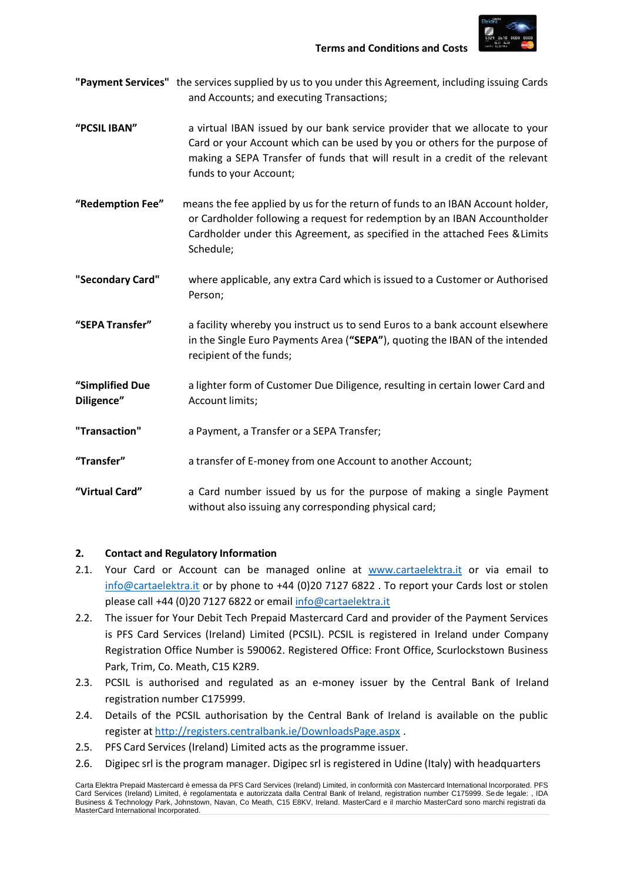**"Payment Services"** the services supplied by us to you under this Agreement, including issuing Cards and Accounts; and executing Transactions;

**"PCSIL IBAN"** a virtual IBAN issued by our bank service provider that we allocate to your Card or your Account which can be used by you or others for the purpose of making a SEPA Transfer of funds that will result in a credit of the relevant funds to your Account;

**"Redemption Fee"** means the fee applied by us for the return of funds to an IBAN Account holder, or Cardholder following a request for redemption by an IBAN Accountholder Cardholder under this Agreement, as specified in the attached Fees &Limits Schedule;

**"Secondary Card"** where applicable, any extra Card which is issued to a Customer or Authorised Person;

**"SEPA Transfer"** a facility whereby you instruct us to send Euros to a bank account elsewhere in the Single Euro Payments Area (**"SEPA"**), quoting the IBAN of the intended recipient of the funds;

**"Simplified Due Diligence"** a lighter form of Customer Due Diligence, resulting in certain lower Card and Account limits;

**"Transaction"** a Payment, a Transfer or a SEPA Transfer;

**"Transfer"** a transfer of E-money from one Account to another Account;

**"Virtual Card"** a Card number issued by us for the purpose of making a single Payment without also issuing any corresponding physical card;

## 2. Contact and Regulatory Information

2.1. Your Card or Account can be managed online at www.cartaelektra.it or via email to info@cartaelektra.it or by phone to +44 (0)20 7127 6822 . To report your Cards lost or stolen please call +44 (0)20 7127 6822 or email info@cartaelektra.it

2.2. The issuer for Your Debit Tech Prepaid Mastercard Card and provider of the Payment Services is PFS Card Services (Ireland) Limited (PCSIL). PCSIL is registered in Ireland under Company Registration Office Number is 590062. Registered Office: Front Office, Scurlockstown Business Park, Trim, Co. Meath, C15 K2R9.

2.3. PCSIL is authorised and regulated as an e-money issuer by the Central Bank of Ireland registration number C175999.

2.4. Details of the PCSIL authorisation by the Central Bank of Ireland is available on the public register at http://registers.centralbank.ie/DownloadsPage.aspx .

2.5. PFS Card Services (Ireland) Limited acts as the programme issuer.

2.6. Digipec srl is the program manager. Digipec srl is registered in Udine (Italy) with headquarters

Carta Elektra Prepaid Mastercard è emessa da PFS Card Services (Ireland) Limited, in conformità con Mastercard International Incorporated. PFS Card Services (Ireland) Limited, è regolamentata e autorizzata dalla Central Bank of Ireland, registration number C175999. Sede legale: , IDA Business & Technology Park, Johnstown, Navan, Co Meath, C15 E8KV, Ireland. MasterCard e il marchio MasterCard sono marchi registrati da MasterCard International Incorporated.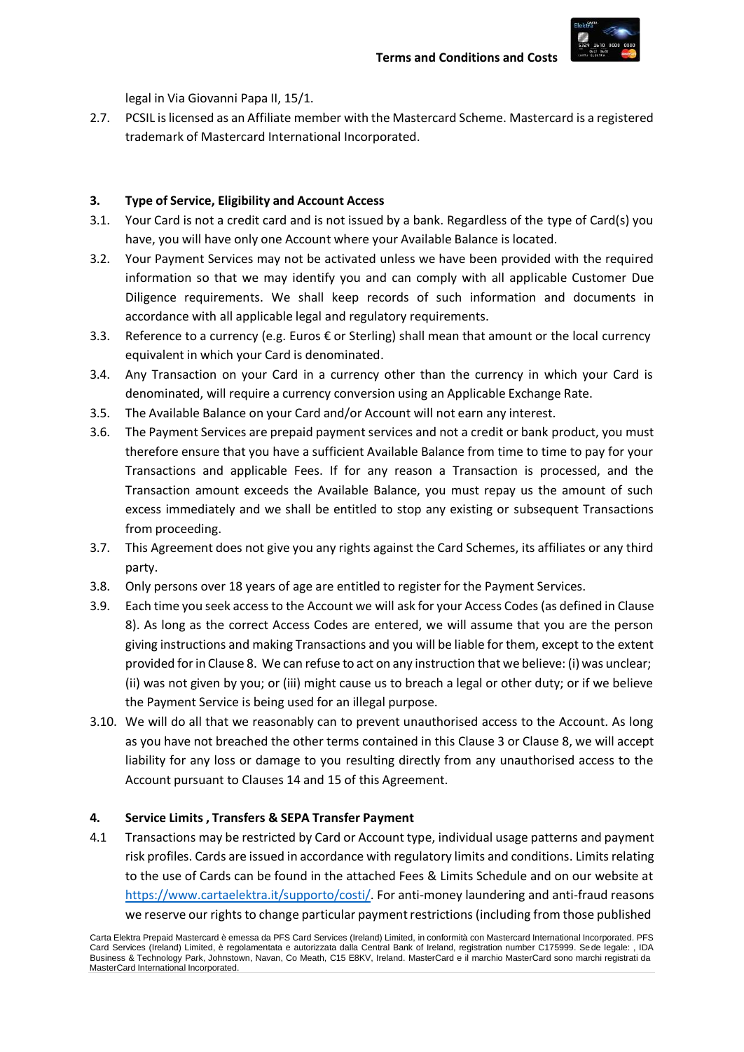legal in Via Giovanni Papa II, 15/1.

2.7. PCSIL is licensed as an Affiliate member with the Mastercard Scheme. Mastercard is a registered trademark of Mastercard International Incorporated.

## 3. Type of Service, Eligibility and Account Access

3.1. Your Card is not a credit card and is not issued by a bank. Regardless of the type of Card(s) you have, you will have only one Account where your Available Balance is located.

3.2. Your Payment Services may not be activated unless we have been provided with the required information so that we may identify you and can comply with all applicable Customer Due Diligence requirements. We shall keep records of such information and documents in accordance with all applicable legal and regulatory requirements.

3.3. Reference to a currency (e.g. Euros € or Sterling) shall mean that amount or the local currency equivalent in which your Card is denominated.

3.4. Any Transaction on your Card in a currency other than the currency in which your Card is denominated, will require a currency conversion using an Applicable Exchange Rate.

3.5. The Available Balance on your Card and/or Account will not earn any interest.

3.6. The Payment Services are prepaid payment services and not a credit or bank product, you must therefore ensure that you have a sufficient Available Balance from time to time to pay for your Transactions and applicable Fees. If for any reason a Transaction is processed, and the Transaction amount exceeds the Available Balance, you must repay us the amount of such excess immediately and we shall be entitled to stop any existing or subsequent Transactions from proceeding.

3.7. This Agreement does not give you any rights against the Card Schemes, its affiliates or any third party.

3.8. Only persons over 18 years of age are entitled to register for the Payment Services.

3.9. Each time you seek access to the Account we will ask for your Access Codes (as defined in Clause 8). As long as the correct Access Codes are entered, we will assume that you are the person giving instructions and making Transactions and you will be liable for them, except to the extent provided for in Clause 8. We can refuse to act on any instruction that we believe: (i) was unclear; (ii) was not given by you; or (iii) might cause us to breach a legal or other duty; or if we believe the Payment Service is being used for an illegal purpose.

3.10. We will do all that we reasonably can to prevent unauthorised access to the Account. As long as you have not breached the other terms contained in this Clause 3 or Clause 8, we will accept liability for any loss or damage to you resulting directly from any unauthorised access to the Account pursuant to Clauses 14 and 15 of this Agreement.

## 4. Service Limits , Transfers & SEPA Transfer Payment

4.1 Transactions may be restricted by Card or Account type, individual usage patterns and payment risk profiles. Cards are issued in accordance with regulatory limits and conditions. Limits relating to the use of Cards can be found in the attached Fees & Limits Schedule and on our website at https://www.cartaelektra.it/supporto/costi/. For anti-money laundering and anti-fraud reasons we reserve our rights to change particular payment restrictions (including from those published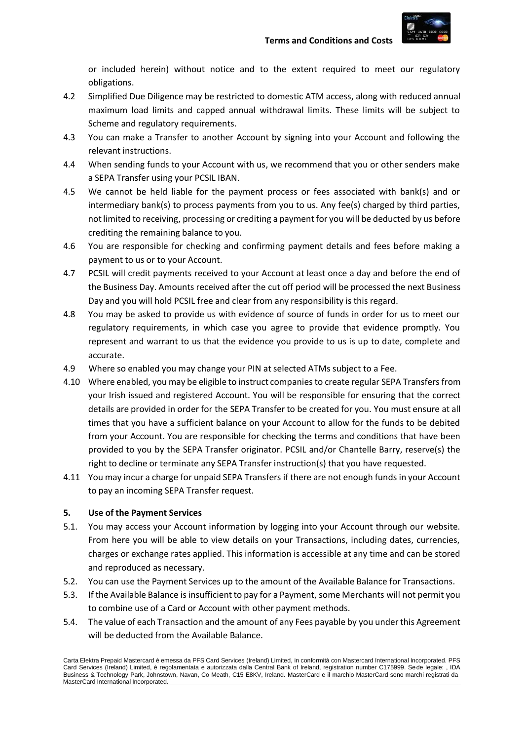or included herein) without notice and to the extent required to meet our regulatory obligations.

4.2 Simplified Due Diligence may be restricted to domestic ATM access, along with reduced annual maximum load limits and capped annual withdrawal limits. These limits will be subject to Scheme and regulatory requirements.

4.3 You can make a Transfer to another Account by signing into your Account and following the relevant instructions.

4.4 When sending funds to your Account with us, we recommend that you or other senders make a SEPA Transfer using your PCSIL IBAN.

4.5 We cannot be held liable for the payment process or fees associated with bank(s) and or intermediary bank(s) to process payments from you to us. Any fee(s) charged by third parties, not limited to receiving, processing or crediting a payment for you will be deducted by us before crediting the remaining balance to you.

4.6 You are responsible for checking and confirming payment details and fees before making a payment to us or to your Account.

4.7 PCSIL will credit payments received to your Account at least once a day and before the end of the Business Day. Amounts received after the cut off period will be processed the next Business Day and you will hold PCSIL free and clear from any responsibility is this regard.

4.8 You may be asked to provide us with evidence of source of funds in order for us to meet our regulatory requirements, in which case you agree to provide that evidence promptly. You represent and warrant to us that the evidence you provide to us is up to date, complete and accurate.

4.9 Where so enabled you may change your PIN at selected ATMs subject to a Fee.

4.10 Where enabled, you may be eligible to instruct companies to create regular SEPA Transfers from your Irish issued and registered Account. You will be responsible for ensuring that the correct details are provided in order for the SEPA Transfer to be created for you. You must ensure at all times that you have a sufficient balance on your Account to allow for the funds to be debited from your Account. You are responsible for checking the terms and conditions that have been provided to you by the SEPA Transfer originator. PCSIL and/or Chantelle Barry, reserve(s) the right to decline or terminate any SEPA Transfer instruction(s) that you have requested.

4.11 You may incur a charge for unpaid SEPA Transfers if there are not enough funds in your Account to pay an incoming SEPA Transfer request.

## 5. Use of the Payment Services

5.1. You may access your Account information by logging into your Account through our website. From here you will be able to view details on your Transactions, including dates, currencies, charges or exchange rates applied. This information is accessible at any time and can be stored and reproduced as necessary.

5.2. You can use the Payment Services up to the amount of the Available Balance for Transactions.

5.3. If the Available Balance is insufficient to pay for a Payment, some Merchants will not permit you to combine use of a Card or Account with other payment methods.

5.4. The value of each Transaction and the amount of any Fees payable by you under this Agreement will be deducted from the Available Balance.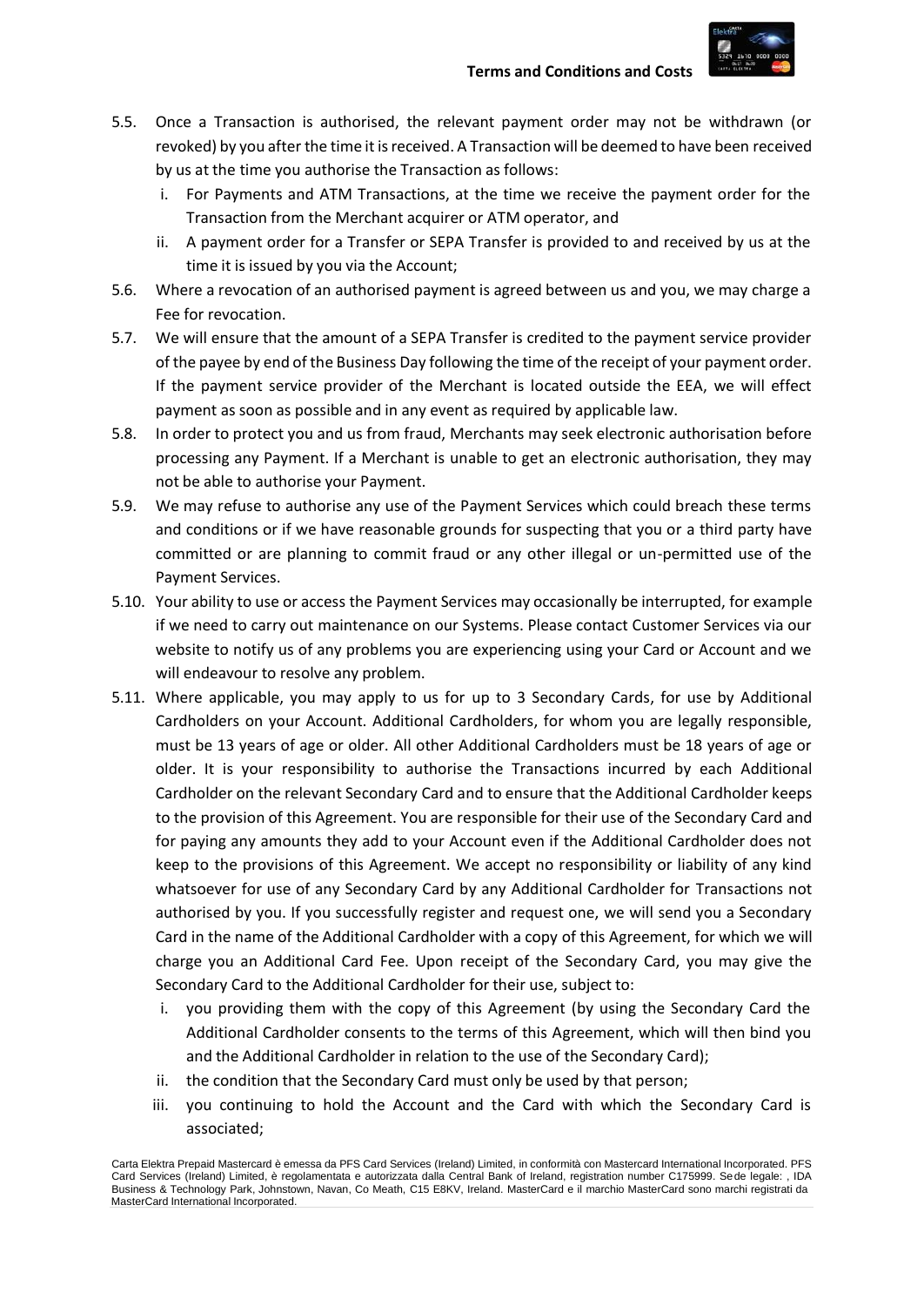5.5. Once a Transaction is authorised, the relevant payment order may not be withdrawn (or revoked) by you after the time it is received. A Transaction will be deemed to have been received by us at the time you authorise the Transaction as follows:

   i. For Payments and ATM Transactions, at the time we receive the payment order for the Transaction from the Merchant acquirer or ATM operator, and
   
   ii. A payment order for a Transfer or SEPA Transfer is provided to and received by us at the time it is issued by you via the Account;

5.6. Where a revocation of an authorised payment is agreed between us and you, we may charge a Fee for revocation.

5.7. We will ensure that the amount of a SEPA Transfer is credited to the payment service provider of the payee by end of the Business Day following the time of the receipt of your payment order. If the payment service provider of the Merchant is located outside the EEA, we will effect payment as soon as possible and in any event as required by applicable law.

5.8. In order to protect you and us from fraud, Merchants may seek electronic authorisation before processing any Payment. If a Merchant is unable to get an electronic authorisation, they may not be able to authorise your Payment.

5.9. We may refuse to authorise any use of the Payment Services which could breach these terms and conditions or if we have reasonable grounds for suspecting that you or a third party have committed or are planning to commit fraud or any other illegal or un-permitted use of the Payment Services.

5.10. Your ability to use or access the Payment Services may occasionally be interrupted, for example if we need to carry out maintenance on our Systems. Please contact Customer Services via our website to notify us of any problems you are experiencing using your Card or Account and we will endeavour to resolve any problem.

5.11. Where applicable, you may apply to us for up to 3 Secondary Cards, for use by Additional Cardholders on your Account. Additional Cardholders, for whom you are legally responsible, must be 13 years of age or older. All other Additional Cardholders must be 18 years of age or older. It is your responsibility to authorise the Transactions incurred by each Additional Cardholder on the relevant Secondary Card and to ensure that the Additional Cardholder keeps to the provision of this Agreement. You are responsible for their use of the Secondary Card and for paying any amounts they add to your Account even if the Additional Cardholder does not keep to the provisions of this Agreement. We accept no responsibility or liability of any kind whatsoever for use of any Secondary Card by any Additional Cardholder for Transactions not authorised by you. If you successfully register and request one, we will send you a Secondary Card in the name of the Additional Cardholder with a copy of this Agreement, for which we will charge you an Additional Card Fee. Upon receipt of the Secondary Card, you may give the Secondary Card to the Additional Cardholder for their use, subject to:

   i. you providing them with the copy of this Agreement (by using the Secondary Card the Additional Cardholder consents to the terms of this Agreement, which will then bind you and the Additional Cardholder in relation to the use of the Secondary Card);
   
   ii. the condition that the Secondary Card must only be used by that person;
   
   iii. you continuing to hold the Account and the Card with which the Secondary Card is associated;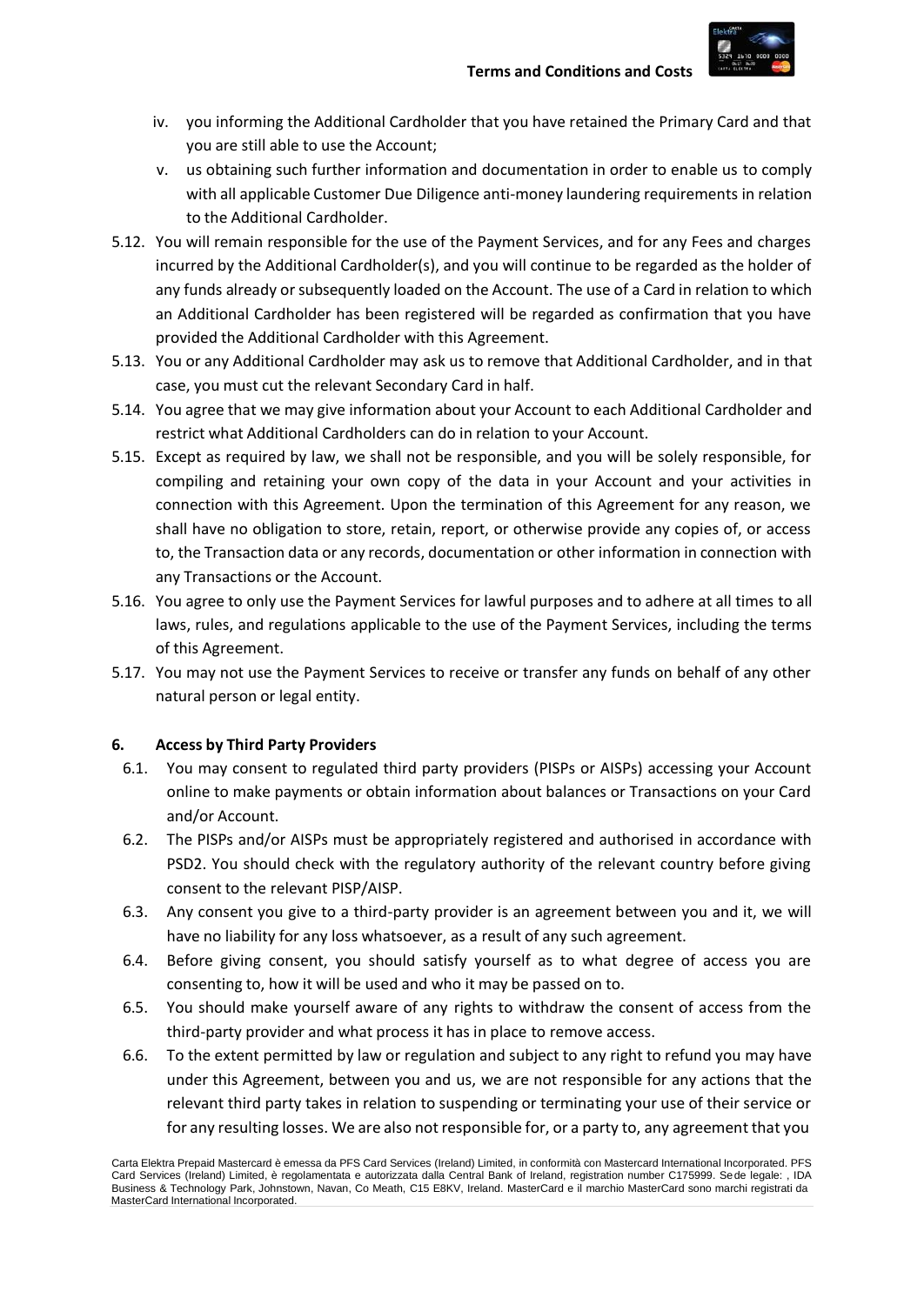iv. you informing the Additional Cardholder that you have retained the Primary Card and that you are still able to use the Account;

v. us obtaining such further information and documentation in order to enable us to comply with all applicable Customer Due Diligence anti-money laundering requirements in relation to the Additional Cardholder.

5.12. You will remain responsible for the use of the Payment Services, and for any Fees and charges incurred by the Additional Cardholder(s), and you will continue to be regarded as the holder of any funds already or subsequently loaded on the Account. The use of a Card in relation to which an Additional Cardholder has been registered will be regarded as confirmation that you have provided the Additional Cardholder with this Agreement.

5.13. You or any Additional Cardholder may ask us to remove that Additional Cardholder, and in that case, you must cut the relevant Secondary Card in half.

5.14. You agree that we may give information about your Account to each Additional Cardholder and restrict what Additional Cardholders can do in relation to your Account.

5.15. Except as required by law, we shall not be responsible, and you will be solely responsible, for compiling and retaining your own copy of the data in your Account and your activities in connection with this Agreement. Upon the termination of this Agreement for any reason, we shall have no obligation to store, retain, report, or otherwise provide any copies of, or access to, the Transaction data or any records, documentation or other information in connection with any Transactions or the Account.

5.16. You agree to only use the Payment Services for lawful purposes and to adhere at all times to all laws, rules, and regulations applicable to the use of the Payment Services, including the terms of this Agreement.

5.17. You may not use the Payment Services to receive or transfer any funds on behalf of any other natural person or legal entity.

## 6. Access by Third Party Providers

6.1. You may consent to regulated third party providers (PISPs or AISPs) accessing your Account online to make payments or obtain information about balances or Transactions on your Card and/or Account.

6.2. The PISPs and/or AISPs must be appropriately registered and authorised in accordance with PSD2. You should check with the regulatory authority of the relevant country before giving consent to the relevant PISP/AISP.

6.3. Any consent you give to a third-party provider is an agreement between you and it, we will have no liability for any loss whatsoever, as a result of any such agreement.

6.4. Before giving consent, you should satisfy yourself as to what degree of access you are consenting to, how it will be used and who it may be passed on to.

6.5. You should make yourself aware of any rights to withdraw the consent of access from the third-party provider and what process it has in place to remove access.

6.6. To the extent permitted by law or regulation and subject to any right to refund you may have under this Agreement, between you and us, we are not responsible for any actions that the relevant third party takes in relation to suspending or terminating your use of their service or for any resulting losses. We are also not responsible for, or a party to, any agreement that you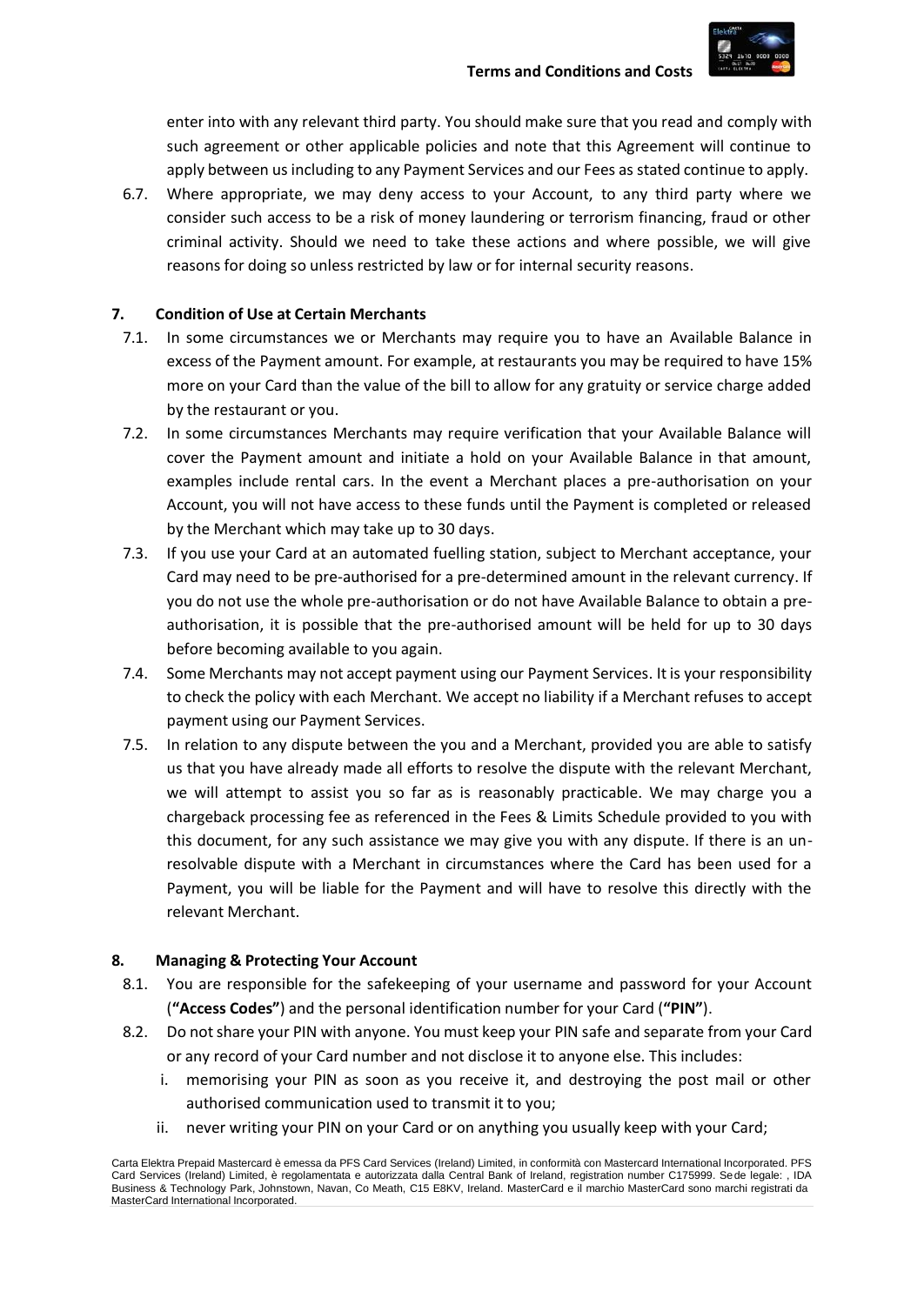enter into with any relevant third party. You should make sure that you read and comply with such agreement or other applicable policies and note that this Agreement will continue to apply between us including to any Payment Services and our Fees as stated continue to apply.

6.7. Where appropriate, we may deny access to your Account, to any third party where we consider such access to be a risk of money laundering or terrorism financing, fraud or other criminal activity. Should we need to take these actions and where possible, we will give reasons for doing so unless restricted by law or for internal security reasons.

## 7. Condition of Use at Certain Merchants

7.1. In some circumstances we or Merchants may require you to have an Available Balance in excess of the Payment amount. For example, at restaurants you may be required to have 15% more on your Card than the value of the bill to allow for any gratuity or service charge added by the restaurant or you.

7.2. In some circumstances Merchants may require verification that your Available Balance will cover the Payment amount and initiate a hold on your Available Balance in that amount, examples include rental cars. In the event a Merchant places a pre-authorisation on your Account, you will not have access to these funds until the Payment is completed or released by the Merchant which may take up to 30 days.

7.3. If you use your Card at an automated fuelling station, subject to Merchant acceptance, your Card may need to be pre-authorised for a pre-determined amount in the relevant currency. If you do not use the whole pre-authorisation or do not have Available Balance to obtain a pre-authorisation, it is possible that the pre-authorised amount will be held for up to 30 days before becoming available to you again.

7.4. Some Merchants may not accept payment using our Payment Services. It is your responsibility to check the policy with each Merchant. We accept no liability if a Merchant refuses to accept payment using our Payment Services.

7.5. In relation to any dispute between the you and a Merchant, provided you are able to satisfy us that you have already made all efforts to resolve the dispute with the relevant Merchant, we will attempt to assist you so far as is reasonably practicable. We may charge you a chargeback processing fee as referenced in the Fees & Limits Schedule provided to you with this document, for any such assistance we may give you with any dispute. If there is an un-resolvable dispute with a Merchant in circumstances where the Card has been used for a Payment, you will be liable for the Payment and will have to resolve this directly with the relevant Merchant.

## 8. Managing & Protecting Your Account

8.1. You are responsible for the safekeeping of your username and password for your Account (**"Access Codes"**) and the personal identification number for your Card (**"PIN"**).

8.2. Do not share your PIN with anyone. You must keep your PIN safe and separate from your Card or any record of your Card number and not disclose it to anyone else. This includes:

i. memorising your PIN as soon as you receive it, and destroying the post mail or other authorised communication used to transmit it to you;

ii. never writing your PIN on your Card or on anything you usually keep with your Card;

Carta Elektra Prepaid Mastercard è emessa da PFS Card Services (Ireland) Limited, in conformità con Mastercard International Incorporated. PFS Card Services (Ireland) Limited, è regolamentata e autorizzata dalla Central Bank of Ireland, registration number C175999. Sede legale: , IDA Business & Technology Park, Johnstown, Navan, Co Meath, C15 E8KV, Ireland. MasterCard e il marchio MasterCard sono marchi registrati da MasterCard International Incorporated.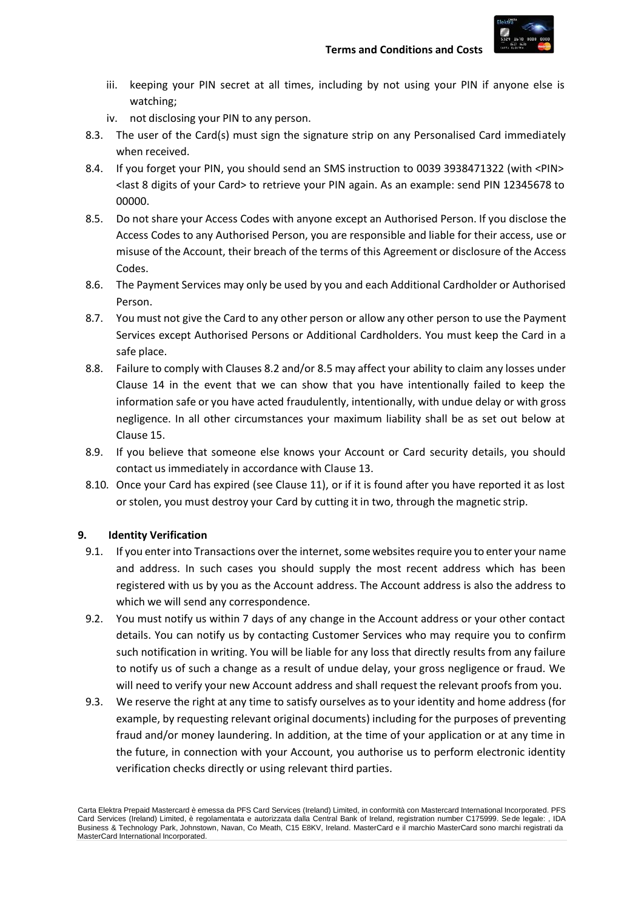iii. keeping your PIN secret at all times, including by not using your PIN if anyone else is watching;

iv. not disclosing your PIN to any person.

8.3. The user of the Card(s) must sign the signature strip on any Personalised Card immediately when received.

8.4. If you forget your PIN, you should send an SMS instruction to 0039 3938471322 (with <PIN> <last 8 digits of your Card> to retrieve your PIN again. As an example: send PIN 12345678 to 00000.

8.5. Do not share your Access Codes with anyone except an Authorised Person. If you disclose the Access Codes to any Authorised Person, you are responsible and liable for their access, use or misuse of the Account, their breach of the terms of this Agreement or disclosure of the Access Codes.

8.6. The Payment Services may only be used by you and each Additional Cardholder or Authorised Person.

8.7. You must not give the Card to any other person or allow any other person to use the Payment Services except Authorised Persons or Additional Cardholders. You must keep the Card in a safe place.

8.8. Failure to comply with Clauses 8.2 and/or 8.5 may affect your ability to claim any losses under Clause 14 in the event that we can show that you have intentionally failed to keep the information safe or you have acted fraudulently, intentionally, with undue delay or with gross negligence. In all other circumstances your maximum liability shall be as set out below at Clause 15.

8.9. If you believe that someone else knows your Account or Card security details, you should contact us immediately in accordance with Clause 13.

8.10. Once your Card has expired (see Clause 11), or if it is found after you have reported it as lost or stolen, you must destroy your Card by cutting it in two, through the magnetic strip.

## 9. Identity Verification

9.1. If you enter into Transactions over the internet, some websites require you to enter your name and address. In such cases you should supply the most recent address which has been registered with us by you as the Account address. The Account address is also the address to which we will send any correspondence.

9.2. You must notify us within 7 days of any change in the Account address or your other contact details. You can notify us by contacting Customer Services who may require you to confirm such notification in writing. You will be liable for any loss that directly results from any failure to notify us of such a change as a result of undue delay, your gross negligence or fraud. We will need to verify your new Account address and shall request the relevant proofs from you.

9.3. We reserve the right at any time to satisfy ourselves as to your identity and home address (for example, by requesting relevant original documents) including for the purposes of preventing fraud and/or money laundering. In addition, at the time of your application or at any time in the future, in connection with your Account, you authorise us to perform electronic identity verification checks directly or using relevant third parties.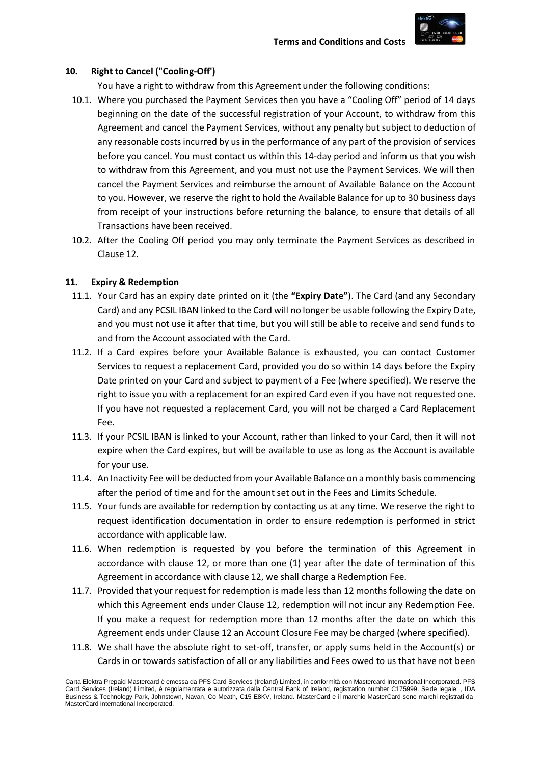## 10. Right to Cancel ("Cooling-Off')

You have a right to withdraw from this Agreement under the following conditions:

10.1. Where you purchased the Payment Services then you have a "Cooling Off" period of 14 days beginning on the date of the successful registration of your Account, to withdraw from this Agreement and cancel the Payment Services, without any penalty but subject to deduction of any reasonable costs incurred by us in the performance of any part of the provision of services before you cancel. You must contact us within this 14-day period and inform us that you wish to withdraw from this Agreement, and you must not use the Payment Services. We will then cancel the Payment Services and reimburse the amount of Available Balance on the Account to you. However, we reserve the right to hold the Available Balance for up to 30 business days from receipt of your instructions before returning the balance, to ensure that details of all Transactions have been received.

10.2. After the Cooling Off period you may only terminate the Payment Services as described in Clause 12.

## 11. Expiry & Redemption

11.1. Your Card has an expiry date printed on it (the **"Expiry Date"**). The Card (and any Secondary Card) and any PCSIL IBAN linked to the Card will no longer be usable following the Expiry Date, and you must not use it after that time, but you will still be able to receive and send funds to and from the Account associated with the Card.

11.2. If a Card expires before your Available Balance is exhausted, you can contact Customer Services to request a replacement Card, provided you do so within 14 days before the Expiry Date printed on your Card and subject to payment of a Fee (where specified). We reserve the right to issue you with a replacement for an expired Card even if you have not requested one. If you have not requested a replacement Card, you will not be charged a Card Replacement Fee.

11.3. If your PCSIL IBAN is linked to your Account, rather than linked to your Card, then it will not expire when the Card expires, but will be available to use as long as the Account is available for your use.

11.4. An Inactivity Fee will be deducted from your Available Balance on a monthly basis commencing after the period of time and for the amount set out in the Fees and Limits Schedule.

11.5. Your funds are available for redemption by contacting us at any time. We reserve the right to request identification documentation in order to ensure redemption is performed in strict accordance with applicable law.

11.6. When redemption is requested by you before the termination of this Agreement in accordance with clause 12, or more than one (1) year after the date of termination of this Agreement in accordance with clause 12, we shall charge a Redemption Fee.

11.7. Provided that your request for redemption is made less than 12 months following the date on which this Agreement ends under Clause 12, redemption will not incur any Redemption Fee. If you make a request for redemption more than 12 months after the date on which this Agreement ends under Clause 12 an Account Closure Fee may be charged (where specified).

11.8. We shall have the absolute right to set-off, transfer, or apply sums held in the Account(s) or Cards in or towards satisfaction of all or any liabilities and Fees owed to us that have not been

Carta Elektra Prepaid Mastercard è emessa da PFS Card Services (Ireland) Limited, in conformità con Mastercard International Incorporated. PFS Card Services (Ireland) Limited, è regolamentata e autorizzata dalla Central Bank of Ireland, registration number C175999. Sede legale: , IDA Business & Technology Park, Johnstown, Navan, Co Meath, C15 E8KV, Ireland. MasterCard e il marchio MasterCard sono marchi registrati da MasterCard International Incorporated.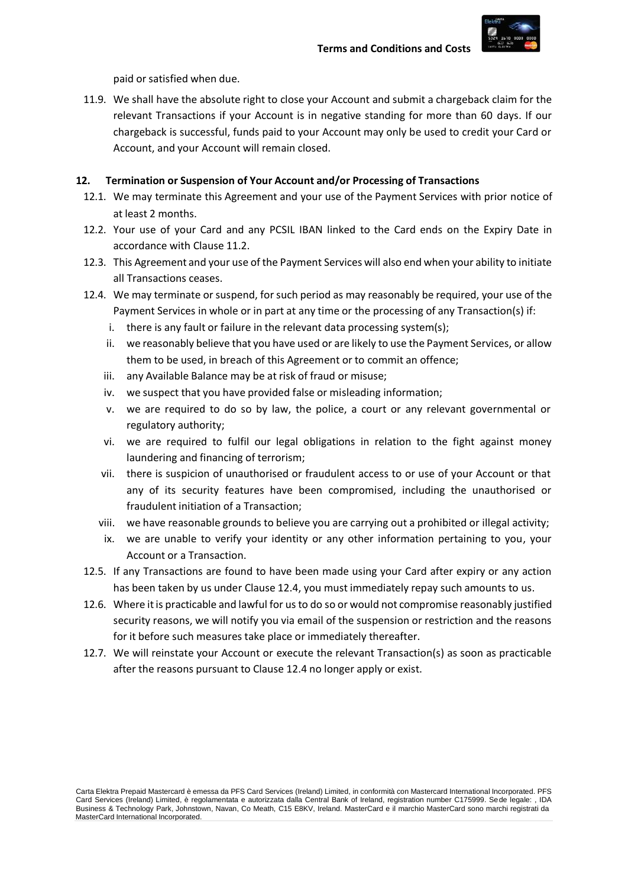paid or satisfied when due.

11.9. We shall have the absolute right to close your Account and submit a chargeback claim for the relevant Transactions if your Account is in negative standing for more than 60 days. If our chargeback is successful, funds paid to your Account may only be used to credit your Card or Account, and your Account will remain closed.

## 12. Termination or Suspension of Your Account and/or Processing of Transactions

12.1. We may terminate this Agreement and your use of the Payment Services with prior notice of at least 2 months.

12.2. Your use of your Card and any PCSIL IBAN linked to the Card ends on the Expiry Date in accordance with Clause 11.2.

12.3. This Agreement and your use of the Payment Services will also end when your ability to initiate all Transactions ceases.

12.4. We may terminate or suspend, for such period as may reasonably be required, your use of the Payment Services in whole or in part at any time or the processing of any Transaction(s) if:

i. there is any fault or failure in the relevant data processing system(s);

ii. we reasonably believe that you have used or are likely to use the Payment Services, or allow them to be used, in breach of this Agreement or to commit an offence;

iii. any Available Balance may be at risk of fraud or misuse;

iv. we suspect that you have provided false or misleading information;

v. we are required to do so by law, the police, a court or any relevant governmental or regulatory authority;

vi. we are required to fulfil our legal obligations in relation to the fight against money laundering and financing of terrorism;

vii. there is suspicion of unauthorised or fraudulent access to or use of your Account or that any of its security features have been compromised, including the unauthorised or fraudulent initiation of a Transaction;

viii. we have reasonable grounds to believe you are carrying out a prohibited or illegal activity;

ix. we are unable to verify your identity or any other information pertaining to you, your Account or a Transaction.

12.5. If any Transactions are found to have been made using your Card after expiry or any action has been taken by us under Clause 12.4, you must immediately repay such amounts to us.

12.6. Where it is practicable and lawful for us to do so or would not compromise reasonably justified security reasons, we will notify you via email of the suspension or restriction and the reasons for it before such measures take place or immediately thereafter.

12.7. We will reinstate your Account or execute the relevant Transaction(s) as soon as practicable after the reasons pursuant to Clause 12.4 no longer apply or exist.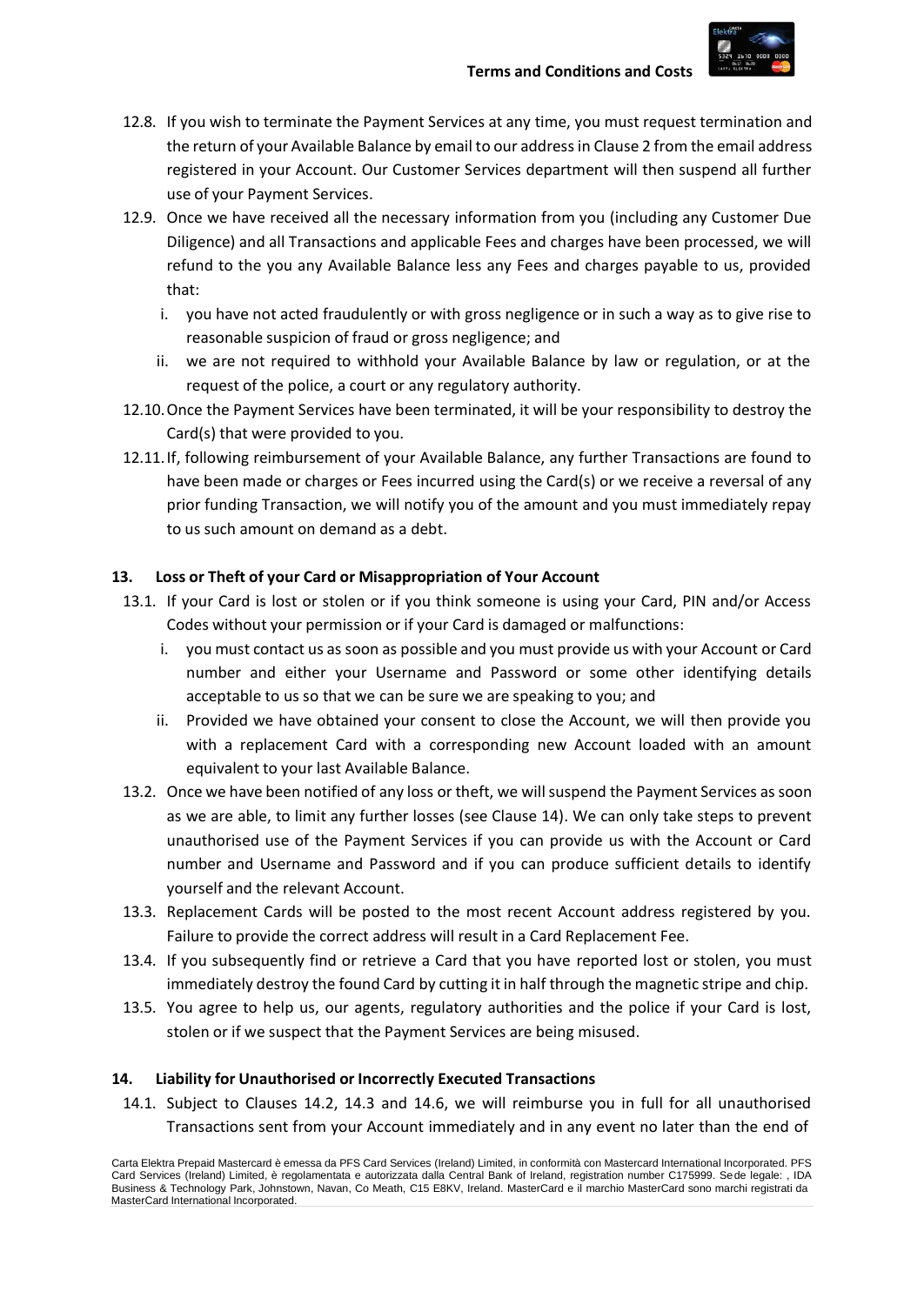12.8. If you wish to terminate the Payment Services at any time, you must request termination and the return of your Available Balance by email to our address in Clause 2 from the email address registered in your Account. Our Customer Services department will then suspend all further use of your Payment Services.

12.9. Once we have received all the necessary information from you (including any Customer Due Diligence) and all Transactions and applicable Fees and charges have been processed, we will refund to the you any Available Balance less any Fees and charges payable to us, provided that:

i. you have not acted fraudulently or with gross negligence or in such a way as to give rise to reasonable suspicion of fraud or gross negligence; and

ii. we are not required to withhold your Available Balance by law or regulation, or at the request of the police, a court or any regulatory authority.

12.10. Once the Payment Services have been terminated, it will be your responsibility to destroy the Card(s) that were provided to you.

12.11. If, following reimbursement of your Available Balance, any further Transactions are found to have been made or charges or Fees incurred using the Card(s) or we receive a reversal of any prior funding Transaction, we will notify you of the amount and you must immediately repay to us such amount on demand as a debt.

## 13. Loss or Theft of your Card or Misappropriation of Your Account

13.1. If your Card is lost or stolen or if you think someone is using your Card, PIN and/or Access Codes without your permission or if your Card is damaged or malfunctions:

i. you must contact us as soon as possible and you must provide us with your Account or Card number and either your Username and Password or some other identifying details acceptable to us so that we can be sure we are speaking to you; and

ii. Provided we have obtained your consent to close the Account, we will then provide you with a replacement Card with a corresponding new Account loaded with an amount equivalent to your last Available Balance.

13.2. Once we have been notified of any loss or theft, we will suspend the Payment Services as soon as we are able, to limit any further losses (see Clause 14). We can only take steps to prevent unauthorised use of the Payment Services if you can provide us with the Account or Card number and Username and Password and if you can produce sufficient details to identify yourself and the relevant Account.

13.3. Replacement Cards will be posted to the most recent Account address registered by you. Failure to provide the correct address will result in a Card Replacement Fee.

13.4. If you subsequently find or retrieve a Card that you have reported lost or stolen, you must immediately destroy the found Card by cutting it in half through the magnetic stripe and chip.

13.5. You agree to help us, our agents, regulatory authorities and the police if your Card is lost, stolen or if we suspect that the Payment Services are being misused.

## 14. Liability for Unauthorised or Incorrectly Executed Transactions

14.1. Subject to Clauses 14.2, 14.3 and 14.6, we will reimburse you in full for all unauthorised Transactions sent from your Account immediately and in any event no later than the end of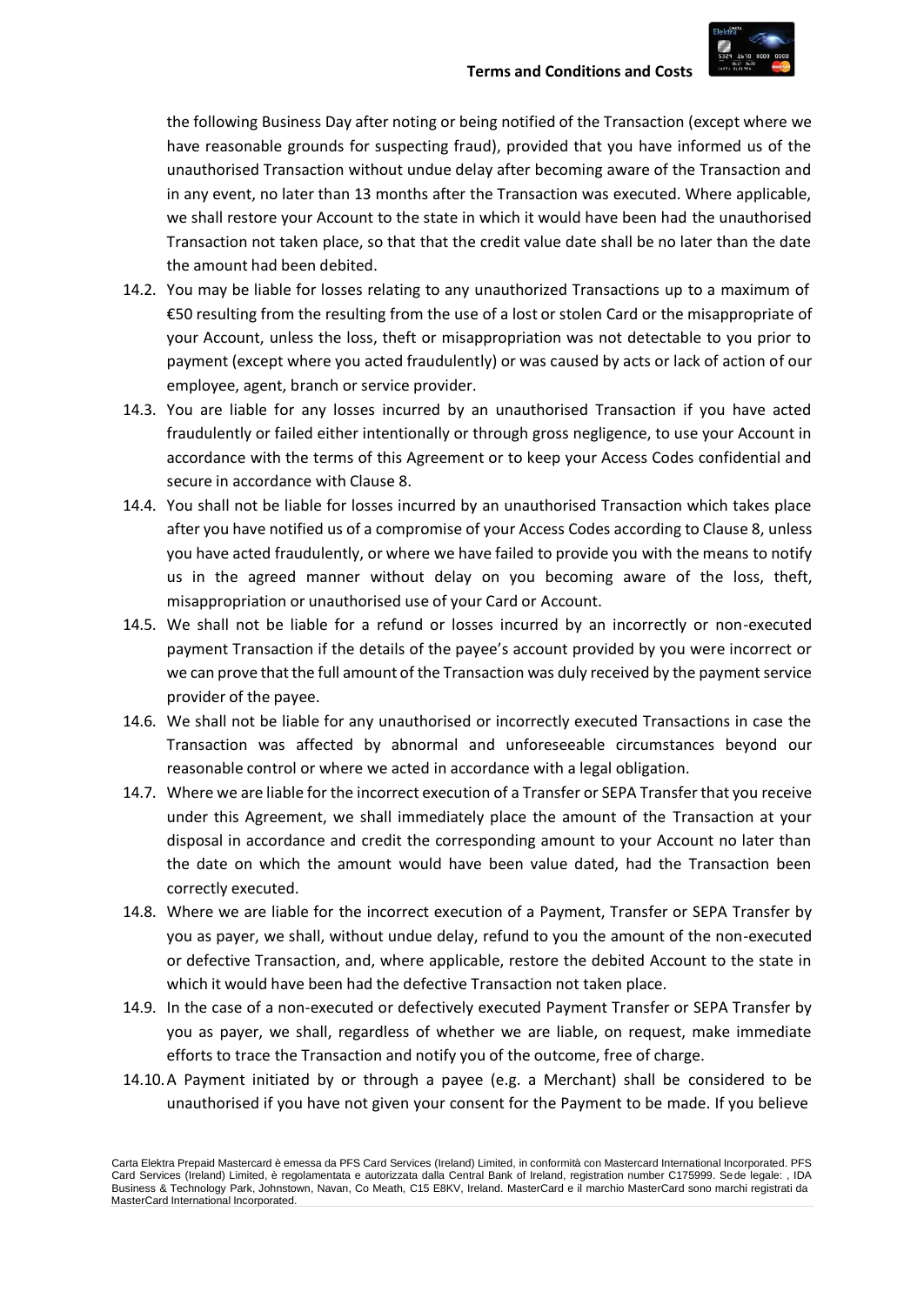the following Business Day after noting or being notified of the Transaction (except where we have reasonable grounds for suspecting fraud), provided that you have informed us of the unauthorised Transaction without undue delay after becoming aware of the Transaction and in any event, no later than 13 months after the Transaction was executed. Where applicable, we shall restore your Account to the state in which it would have been had the unauthorised Transaction not taken place, so that that the credit value date shall be no later than the date the amount had been debited.

14.2. You may be liable for losses relating to any unauthorized Transactions up to a maximum of €50 resulting from the resulting from the use of a lost or stolen Card or the misappropriate of your Account, unless the loss, theft or misappropriation was not detectable to you prior to payment (except where you acted fraudulently) or was caused by acts or lack of action of our employee, agent, branch or service provider.

14.3. You are liable for any losses incurred by an unauthorised Transaction if you have acted fraudulently or failed either intentionally or through gross negligence, to use your Account in accordance with the terms of this Agreement or to keep your Access Codes confidential and secure in accordance with Clause 8.

14.4. You shall not be liable for losses incurred by an unauthorised Transaction which takes place after you have notified us of a compromise of your Access Codes according to Clause 8, unless you have acted fraudulently, or where we have failed to provide you with the means to notify us in the agreed manner without delay on you becoming aware of the loss, theft, misappropriation or unauthorised use of your Card or Account.

14.5. We shall not be liable for a refund or losses incurred by an incorrectly or non-executed payment Transaction if the details of the payee's account provided by you were incorrect or we can prove that the full amount of the Transaction was duly received by the payment service provider of the payee.

14.6. We shall not be liable for any unauthorised or incorrectly executed Transactions in case the Transaction was affected by abnormal and unforeseeable circumstances beyond our reasonable control or where we acted in accordance with a legal obligation.

14.7. Where we are liable for the incorrect execution of a Transfer or SEPA Transfer that you receive under this Agreement, we shall immediately place the amount of the Transaction at your disposal in accordance and credit the corresponding amount to your Account no later than the date on which the amount would have been value dated, had the Transaction been correctly executed.

14.8. Where we are liable for the incorrect execution of a Payment, Transfer or SEPA Transfer by you as payer, we shall, without undue delay, refund to you the amount of the non-executed or defective Transaction, and, where applicable, restore the debited Account to the state in which it would have been had the defective Transaction not taken place.

14.9. In the case of a non-executed or defectively executed Payment Transfer or SEPA Transfer by you as payer, we shall, regardless of whether we are liable, on request, make immediate efforts to trace the Transaction and notify you of the outcome, free of charge.

14.10. A Payment initiated by or through a payee (e.g. a Merchant) shall be considered to be unauthorised if you have not given your consent for the Payment to be made. If you believe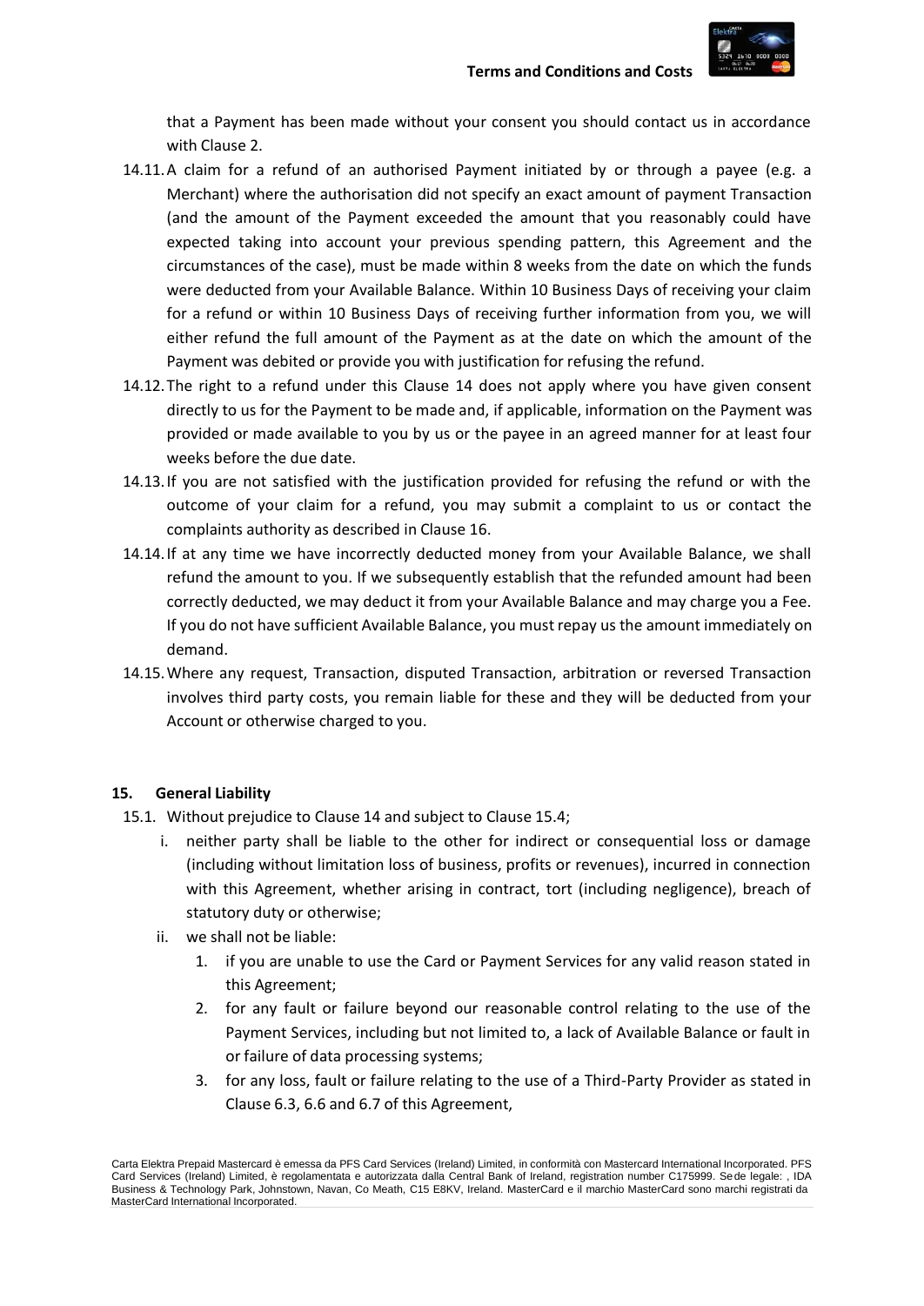that a Payment has been made without your consent you should contact us in accordance with Clause 2.

14.11. A claim for a refund of an authorised Payment initiated by or through a payee (e.g. a Merchant) where the authorisation did not specify an exact amount of payment Transaction (and the amount of the Payment exceeded the amount that you reasonably could have expected taking into account your previous spending pattern, this Agreement and the circumstances of the case), must be made within 8 weeks from the date on which the funds were deducted from your Available Balance. Within 10 Business Days of receiving your claim for a refund or within 10 Business Days of receiving further information from you, we will either refund the full amount of the Payment as at the date on which the amount of the Payment was debited or provide you with justification for refusing the refund.

14.12. The right to a refund under this Clause 14 does not apply where you have given consent directly to us for the Payment to be made and, if applicable, information on the Payment was provided or made available to you by us or the payee in an agreed manner for at least four weeks before the due date.

14.13. If you are not satisfied with the justification provided for refusing the refund or with the outcome of your claim for a refund, you may submit a complaint to us or contact the complaints authority as described in Clause 16.

14.14. If at any time we have incorrectly deducted money from your Available Balance, we shall refund the amount to you. If we subsequently establish that the refunded amount had been correctly deducted, we may deduct it from your Available Balance and may charge you a Fee. If you do not have sufficient Available Balance, you must repay us the amount immediately on demand.

14.15. Where any request, Transaction, disputed Transaction, arbitration or reversed Transaction involves third party costs, you remain liable for these and they will be deducted from your Account or otherwise charged to you.

## 15. General Liability

15.1. Without prejudice to Clause 14 and subject to Clause 15.4;

i. neither party shall be liable to the other for indirect or consequential loss or damage (including without limitation loss of business, profits or revenues), incurred in connection with this Agreement, whether arising in contract, tort (including negligence), breach of statutory duty or otherwise;

ii. we shall not be liable:

1. if you are unable to use the Card or Payment Services for any valid reason stated in this Agreement;
2. for any fault or failure beyond our reasonable control relating to the use of the Payment Services, including but not limited to, a lack of Available Balance or fault in or failure of data processing systems;
3. for any loss, fault or failure relating to the use of a Third-Party Provider as stated in Clause 6.3, 6.6 and 6.7 of this Agreement,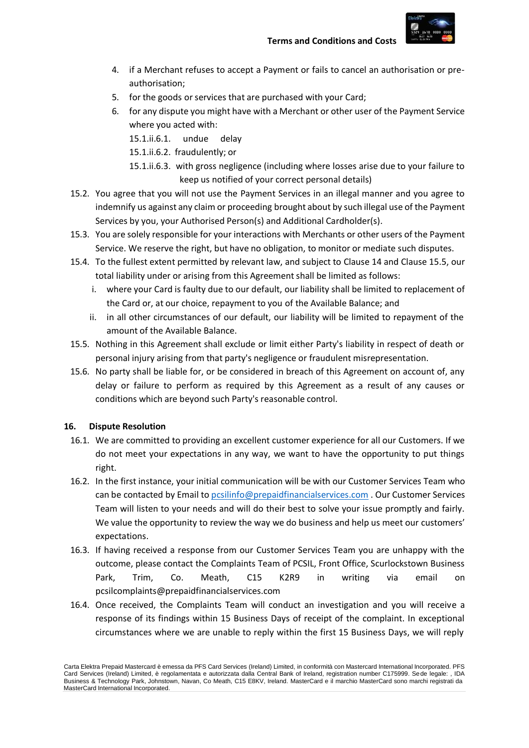4. if a Merchant refuses to accept a Payment or fails to cancel an authorisation or pre-authorisation;
5. for the goods or services that are purchased with your Card;
6. for any dispute you might have with a Merchant or other user of the Payment Service where you acted with:

    15.1.ii.6.1. undue delay

    15.1.ii.6.2. fraudulently; or

    15.1.ii.6.3. with gross negligence (including where losses arise due to your failure to keep us notified of your correct personal details)

15.2. You agree that you will not use the Payment Services in an illegal manner and you agree to indemnify us against any claim or proceeding brought about by such illegal use of the Payment Services by you, your Authorised Person(s) and Additional Cardholder(s).

15.3. You are solely responsible for your interactions with Merchants or other users of the Payment Service. We reserve the right, but have no obligation, to monitor or mediate such disputes.

15.4. To the fullest extent permitted by relevant law, and subject to Clause 14 and Clause 15.5, our total liability under or arising from this Agreement shall be limited as follows:

i. where your Card is faulty due to our default, our liability shall be limited to replacement of the Card or, at our choice, repayment to you of the Available Balance; and

ii. in all other circumstances of our default, our liability will be limited to repayment of the amount of the Available Balance.

15.5. Nothing in this Agreement shall exclude or limit either Party's liability in respect of death or personal injury arising from that party's negligence or fraudulent misrepresentation.

15.6. No party shall be liable for, or be considered in breach of this Agreement on account of, any delay or failure to perform as required by this Agreement as a result of any causes or conditions which are beyond such Party's reasonable control.

## 16. Dispute Resolution

16.1. We are committed to providing an excellent customer experience for all our Customers. If we do not meet your expectations in any way, we want to have the opportunity to put things right.

16.2. In the first instance, your initial communication will be with our Customer Services Team who can be contacted by Email to pcsilinfo@prepaidfinancialservices.com . Our Customer Services Team will listen to your needs and will do their best to solve your issue promptly and fairly. We value the opportunity to review the way we do business and help us meet our customers' expectations.

16.3. If having received a response from our Customer Services Team you are unhappy with the outcome, please contact the Complaints Team of PCSIL, Front Office, Scurlockstown Business Park, Trim, Co. Meath, C15 K2R9 in writing via email on pcsilcomplaints@prepaidfinancialservices.com

16.4. Once received, the Complaints Team will conduct an investigation and you will receive a response of its findings within 15 Business Days of receipt of the complaint. In exceptional circumstances where we are unable to reply within the first 15 Business Days, we will reply

Carta Elektra Prepaid Mastercard è emessa da PFS Card Services (Ireland) Limited, in conformità con Mastercard International Incorporated. PFS Card Services (Ireland) Limited, è regolamentata e autorizzata dalla Central Bank of Ireland, registration number C175999. Sede legale: , IDA Business & Technology Park, Johnstown, Navan, Co Meath, C15 E8KV, Ireland. MasterCard e il marchio MasterCard sono marchi registrati da MasterCard International Incorporated.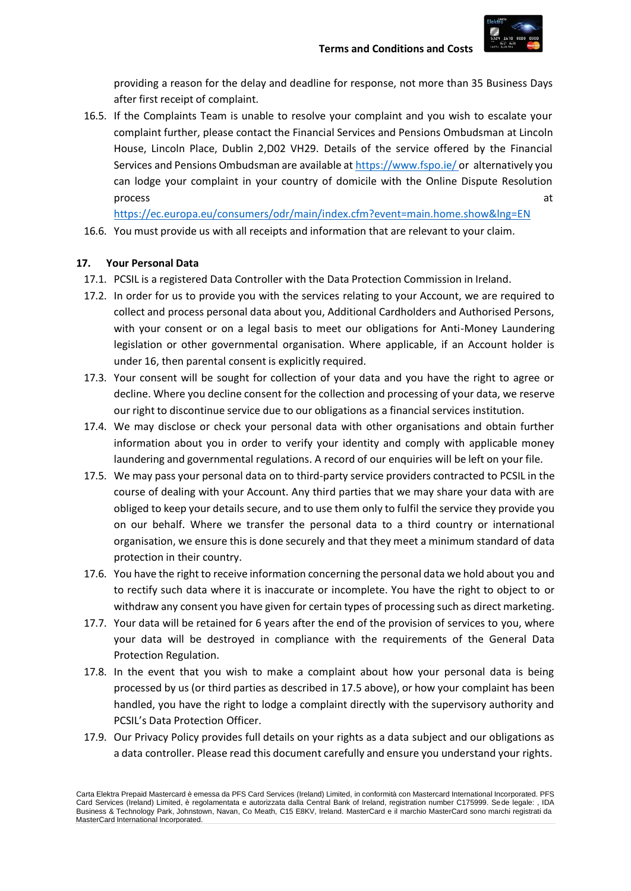providing a reason for the delay and deadline for response, not more than 35 Business Days after first receipt of complaint.

16.5. If the Complaints Team is unable to resolve your complaint and you wish to escalate your complaint further, please contact the Financial Services and Pensions Ombudsman at Lincoln House, Lincoln Place, Dublin 2,D02 VH29. Details of the service offered by the Financial Services and Pensions Ombudsman are available at https://www.fspo.ie/ or alternatively you can lodge your complaint in your country of domicile with the Online Dispute Resolution process at https://ec.europa.eu/consumers/odr/main/index.cfm?event=main.home.show&lng=EN

16.6. You must provide us with all receipts and information that are relevant to your claim.

## 17. Your Personal Data

17.1. PCSIL is a registered Data Controller with the Data Protection Commission in Ireland.

17.2. In order for us to provide you with the services relating to your Account, we are required to collect and process personal data about you, Additional Cardholders and Authorised Persons, with your consent or on a legal basis to meet our obligations for Anti-Money Laundering legislation or other governmental organisation. Where applicable, if an Account holder is under 16, then parental consent is explicitly required.

17.3. Your consent will be sought for collection of your data and you have the right to agree or decline. Where you decline consent for the collection and processing of your data, we reserve our right to discontinue service due to our obligations as a financial services institution.

17.4. We may disclose or check your personal data with other organisations and obtain further information about you in order to verify your identity and comply with applicable money laundering and governmental regulations. A record of our enquiries will be left on your file.

17.5. We may pass your personal data on to third-party service providers contracted to PCSIL in the course of dealing with your Account. Any third parties that we may share your data with are obliged to keep your details secure, and to use them only to fulfil the service they provide you on our behalf. Where we transfer the personal data to a third country or international organisation, we ensure this is done securely and that they meet a minimum standard of data protection in their country.

17.6. You have the right to receive information concerning the personal data we hold about you and to rectify such data where it is inaccurate or incomplete. You have the right to object to or withdraw any consent you have given for certain types of processing such as direct marketing.

17.7. Your data will be retained for 6 years after the end of the provision of services to you, where your data will be destroyed in compliance with the requirements of the General Data Protection Regulation.

17.8. In the event that you wish to make a complaint about how your personal data is being processed by us (or third parties as described in 17.5 above), or how your complaint has been handled, you have the right to lodge a complaint directly with the supervisory authority and PCSIL's Data Protection Officer.

17.9. Our Privacy Policy provides full details on your rights as a data subject and our obligations as a data controller. Please read this document carefully and ensure you understand your rights.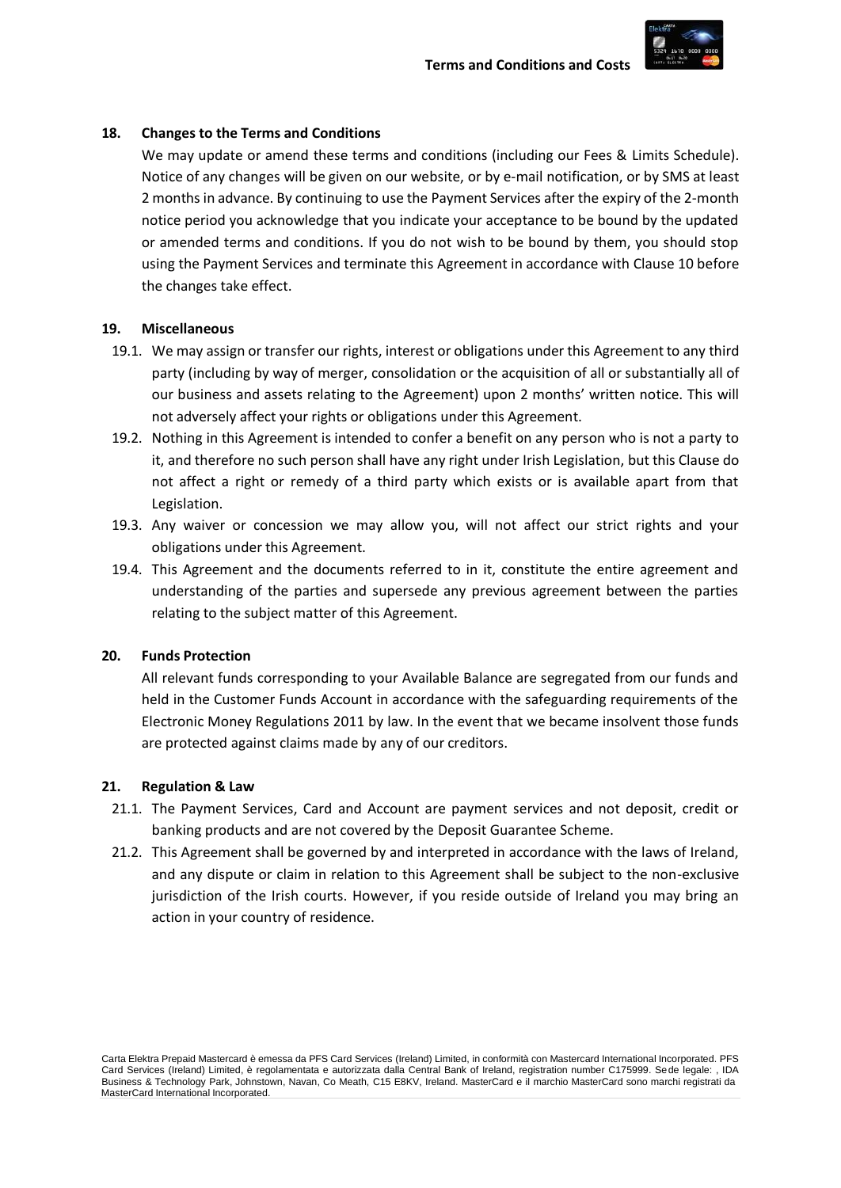## 18. Changes to the Terms and Conditions

We may update or amend these terms and conditions (including our Fees & Limits Schedule). Notice of any changes will be given on our website, or by e-mail notification, or by SMS at least 2 months in advance. By continuing to use the Payment Services after the expiry of the 2-month notice period you acknowledge that you indicate your acceptance to be bound by the updated or amended terms and conditions. If you do not wish to be bound by them, you should stop using the Payment Services and terminate this Agreement in accordance with Clause 10 before the changes take effect.

## 19. Miscellaneous

19.1. We may assign or transfer our rights, interest or obligations under this Agreement to any third party (including by way of merger, consolidation or the acquisition of all or substantially all of our business and assets relating to the Agreement) upon 2 months' written notice. This will not adversely affect your rights or obligations under this Agreement.

19.2. Nothing in this Agreement is intended to confer a benefit on any person who is not a party to it, and therefore no such person shall have any right under Irish Legislation, but this Clause do not affect a right or remedy of a third party which exists or is available apart from that Legislation.

19.3. Any waiver or concession we may allow you, will not affect our strict rights and your obligations under this Agreement.

19.4. This Agreement and the documents referred to in it, constitute the entire agreement and understanding of the parties and supersede any previous agreement between the parties relating to the subject matter of this Agreement.

## 20. Funds Protection

All relevant funds corresponding to your Available Balance are segregated from our funds and held in the Customer Funds Account in accordance with the safeguarding requirements of the Electronic Money Regulations 2011 by law. In the event that we became insolvent those funds are protected against claims made by any of our creditors.

## 21. Regulation & Law

21.1. The Payment Services, Card and Account are payment services and not deposit, credit or banking products and are not covered by the Deposit Guarantee Scheme.

21.2. This Agreement shall be governed by and interpreted in accordance with the laws of Ireland, and any dispute or claim in relation to this Agreement shall be subject to the non-exclusive jurisdiction of the Irish courts. However, if you reside outside of Ireland you may bring an action in your country of residence.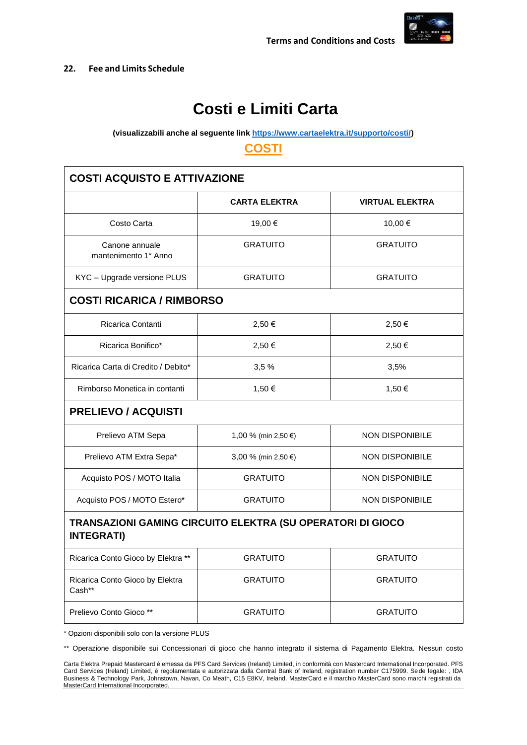## 22. Fee and Limits Schedule

# Costi e Limiti Carta

**(visualizzabili anche al seguente link [https://www.cartaelektra.it/supporto/costi/](https://www.cartaelektra.it/supporto/costi/))**

## COSTI

| COSTI ACQUISTO E ATTIVAZIONE | | |
|---|---|---|
| | **CARTA ELEKTRA** | **VIRTUAL ELEKTRA** |
| Costo Carta | 19,00 € | 10,00 € |
| Canone annuale mantenimento 1° Anno | GRATUITO | GRATUITO |
| KYC – Upgrade versione PLUS | GRATUITO | GRATUITO |
| **COSTI RICARICA / RIMBORSO** | | |
| Ricarica Contanti | 2,50 € | 2,50 € |
| Ricarica Bonifico* | 2,50 € | 2,50 € |
| Ricarica Carta di Credito / Debito* | 3,5 % | 3,5% |
| Rimborso Monetica in contanti | 1,50 € | 1,50 € |
| **PRELIEVO / ACQUISTI** | | |
| Prelievo ATM Sepa | 1,00 % (min 2,50 €) | NON DISPONIBILE |
| Prelievo ATM Extra Sepa* | 3,00 % (min 2,50 €) | NON DISPONIBILE |
| Acquisto POS / MOTO Italia | GRATUITO | NON DISPONIBILE |
| Acquisto POS / MOTO Estero* | GRATUITO | NON DISPONIBILE |
| **TRANSAZIONI GAMING CIRCUITO ELEKTRA (SU OPERATORI DI GIOCO INTEGRATI)** | | |
| Ricarica Conto Gioco by Elektra ** | GRATUITO | GRATUITO |
| Ricarica Conto Gioco by Elektra Cash** | GRATUITO | GRATUITO |
| Prelievo Conto Gioco ** | GRATUITO | GRATUITO |

\* Opzioni disponibili solo con la versione PLUS

\** Operazione disponibile sui Concessionari di gioco che hanno integrato il sistema di Pagamento Elektra. Nessun costo

Carta Elektra Prepaid Mastercard è emessa da PFS Card Services (Ireland) Limited, in conformità con Mastercard International Incorporated. PFS Card Services (Ireland) Limited, è regolamentata e autorizzata dalla Central Bank of Ireland, registration number C175999. Sede legale: , IDA Business & Technology Park, Johnstown, Navan, Co Meath, C15 E8KV, Ireland. MasterCard e il marchio MasterCard sono marchi registrati da MasterCard International Incorporated.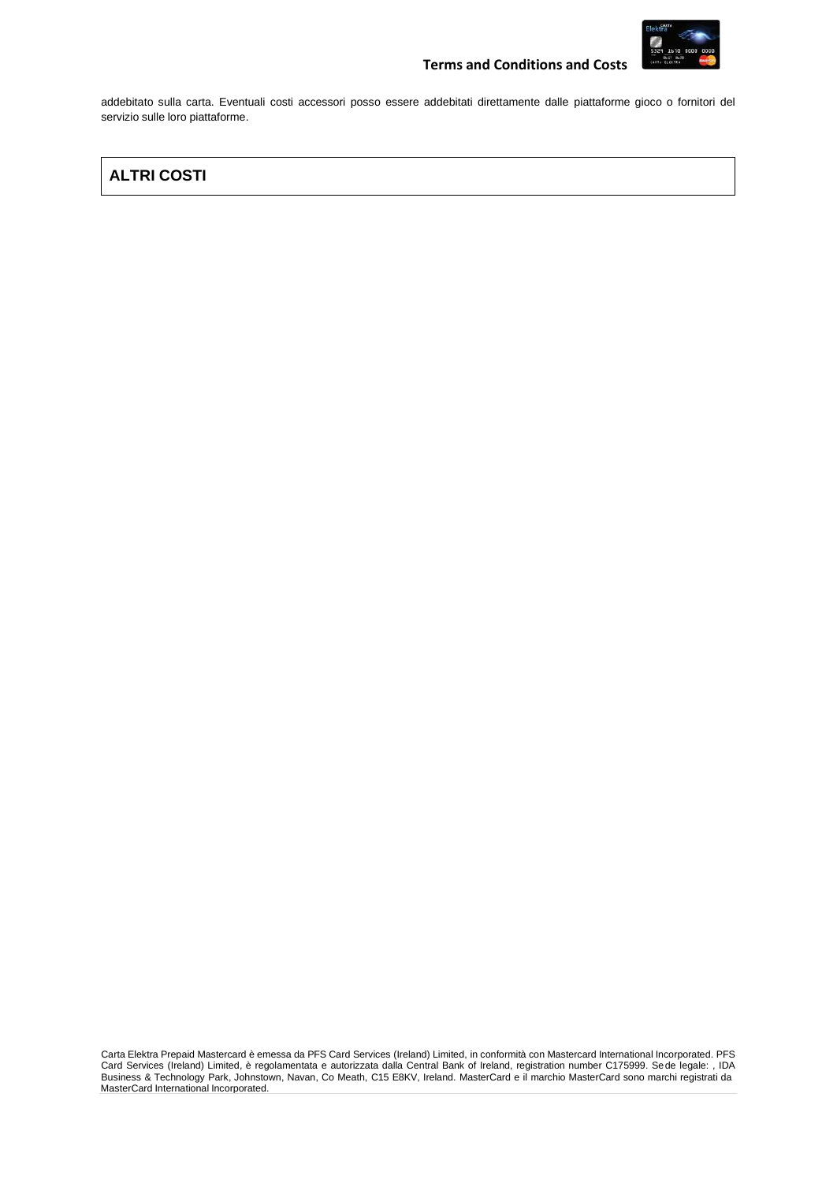addebitato sulla carta. Eventuali costi accessori posso essere addebitati direttamente dalle piattaforme gioco o fornitori del servizio sulle loro piattaforme.

## ALTRI COSTI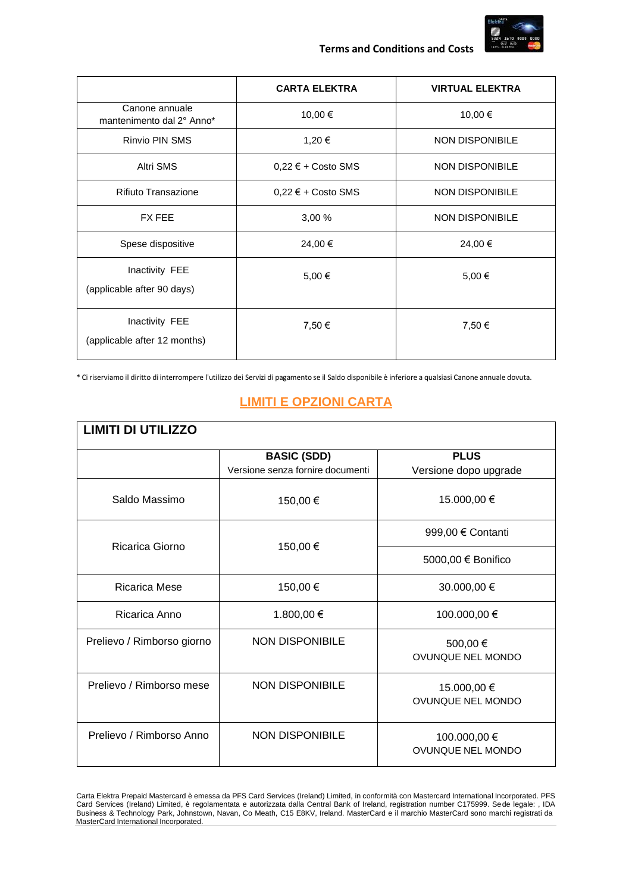Terms and Conditions and Costs

| | CARTA ELEKTRA | VIRTUAL ELEKTRA |
|---|---|---|
| Canone annuale mantenimento dal 2° Anno* | 10,00 € | 10,00 € |
| Rinvio PIN SMS | 1,20 € | NON DISPONIBILE |
| Altri SMS | 0,22 € + Costo SMS | NON DISPONIBILE |
| Rifiuto Transazione | 0,22 € + Costo SMS | NON DISPONIBILE |
| FX FEE | 3,00 % | NON DISPONIBILE |
| Spese dispositive | 24,00 € | 24,00 € |
| Inactivity FEE (applicable after 90 days) | 5,00 € | 5,00 € |
| Inactivity FEE (applicable after 12 months) | 7,50 € | 7,50 € |

\* Ci riserviamo il diritto di interrompere l'utilizzo dei Servizi di pagamento se il Saldo disponibile è inferiore a qualsiasi Canone annuale dovuta.

## LIMITI E OPZIONI CARTA

| LIMITI DI UTILIZZO | | |
|---|---|---|
| | **BASIC (SDD)** Versione senza fornire documenti | **PLUS** Versione dopo upgrade |
| Saldo Massimo | 150,00 € | 15.000,00 € |
| Ricarica Giorno | 150,00 € | 999,00 € Contanti<br>5000,00 € Bonifico |
| Ricarica Mese | 150,00 € | 30.000,00 € |
| Ricarica Anno | 1.800,00 € | 100.000,00 € |
| Prelievo / Rimborso giorno | NON DISPONIBILE | 500,00 € OVUNQUE NEL MONDO |
| Prelievo / Rimborso mese | NON DISPONIBILE | 15.000,00 € OVUNQUE NEL MONDO |
| Prelievo / Rimborso Anno | NON DISPONIBILE | 100.000,00 € OVUNQUE NEL MONDO |

Carta Elektra Prepaid Mastercard è emessa da PFS Card Services (Ireland) Limited, in conformità con Mastercard International Incorporated. PFS Card Services (Ireland) Limited, è regolamentata e autorizzata dalla Central Bank of Ireland, registration number C175999. Sede legale: , IDA Business & Technology Park, Johnstown, Navan, Co Meath, C15 E8KV, Ireland. MasterCard e il marchio MasterCard sono marchi registrati da MasterCard International Incorporated.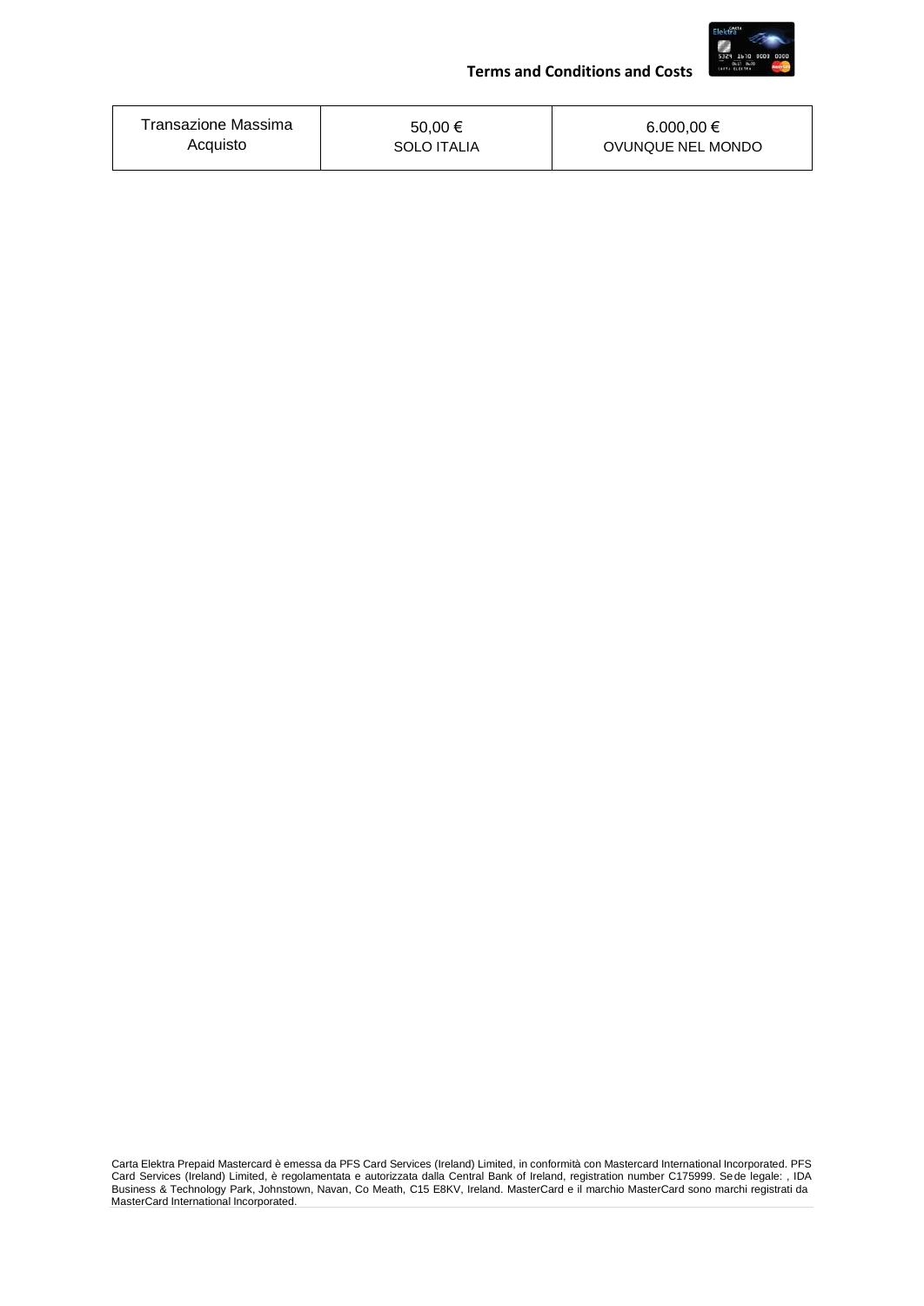| | | |
|---|---|---|
| Transazione Massima Acquisto | 50,00 € SOLO ITALIA | 6.000,00 € OVUNQUE NEL MONDO |

Carta Elektra Prepaid Mastercard è emessa da PFS Card Services (Ireland) Limited, in conformità con Mastercard International Incorporated. PFS Card Services (Ireland) Limited, è regolamentata e autorizzata dalla Central Bank of Ireland, registration number C175999. Sede legale: , IDA Business & Technology Park, Johnstown, Navan, Co Meath, C15 E8KV, Ireland. MasterCard e il marchio MasterCard sono marchi registrati da MasterCard International Incorporated.